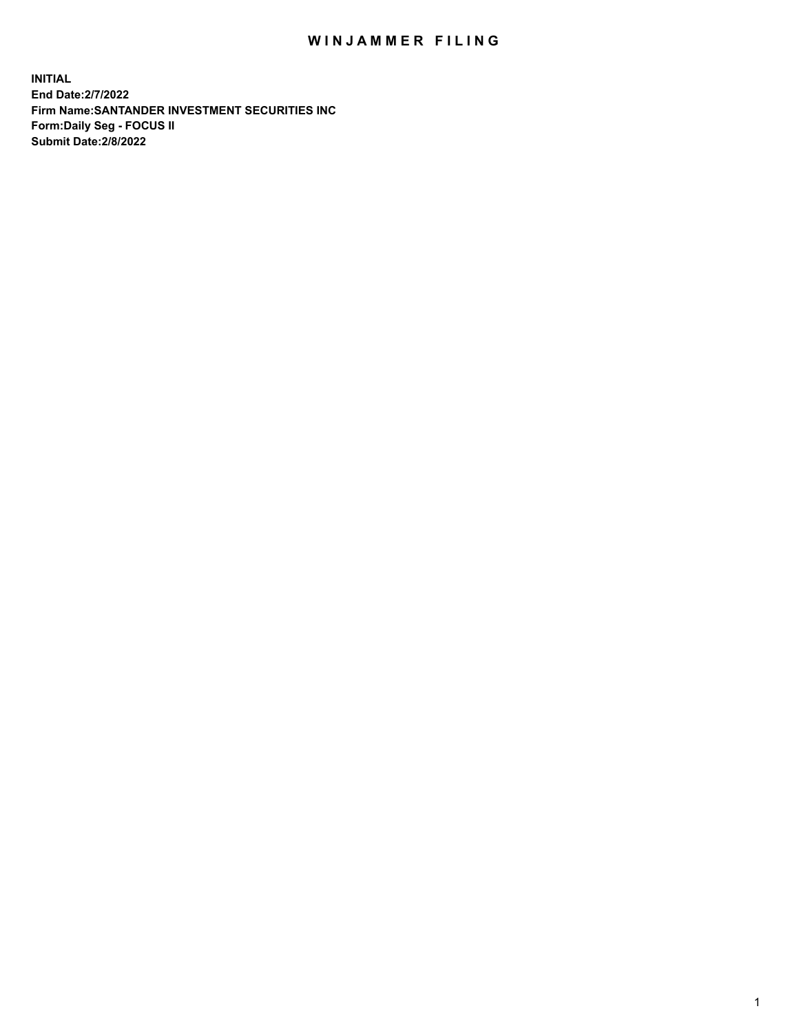# WINJAMMER FILING

**INITIAL**
**End Date:2/7/2022**
**Firm Name:SANTANDER INVESTMENT SECURITIES INC**
**Form:Daily Seg - FOCUS II**
**Submit Date:2/8/2022**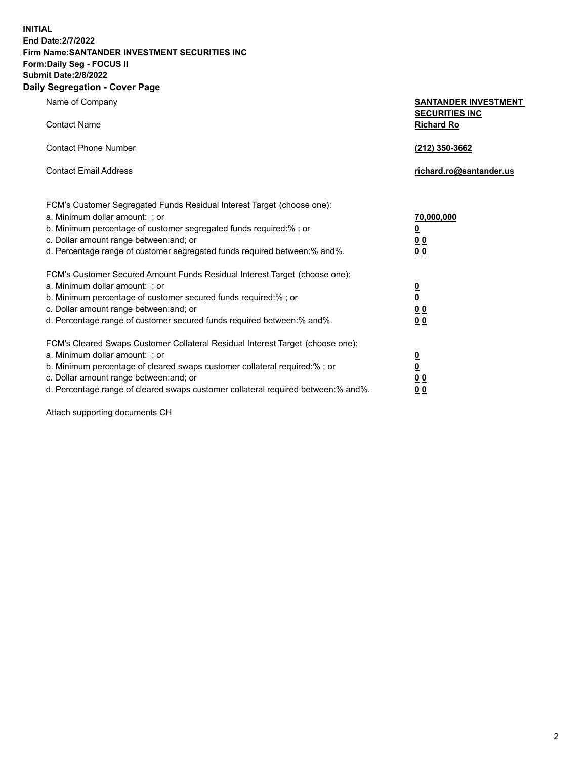**INITIAL**
**End Date:2/7/2022**
**Firm Name:SANTANDER INVESTMENT SECURITIES INC**
**Form:Daily Seg - FOCUS II**
**Submit Date:2/8/2022**

## Daily Segregation - Cover Page

| | |
|---|---|
| Name of Company | **SANTANDER INVESTMENT SECURITIES INC** |
| Contact Name | **Richard Ro** |
| Contact Phone Number | **(212) 350-3662** |
| Contact Email Address | **richard.ro@santander.us** |

| | |
|---|---|
| FCM's Customer Segregated Funds Residual Interest Target (choose one): | |
| a. Minimum dollar amount: ; or | **70,000,000** |
| b. Minimum percentage of customer segregated funds required:% ; or | **0** |
| c. Dollar amount range between:and; or | **0 0** |
| d. Percentage range of customer segregated funds required between:% and%. | **0 0** |
| FCM's Customer Secured Amount Funds Residual Interest Target (choose one): | |
| a. Minimum dollar amount: ; or | **0** |
| b. Minimum percentage of customer secured funds required:% ; or | **0** |
| c. Dollar amount range between:and; or | **0 0** |
| d. Percentage range of customer secured funds required between:% and%. | **0 0** |
| FCM's Cleared Swaps Customer Collateral Residual Interest Target (choose one): | |
| a. Minimum dollar amount: ; or | **0** |
| b. Minimum percentage of cleared swaps customer collateral required:% ; or | **0** |
| c. Dollar amount range between:and; or | **0 0** |
| d. Percentage range of cleared swaps customer collateral required between:% and%. | **0 0** |

Attach supporting documents CH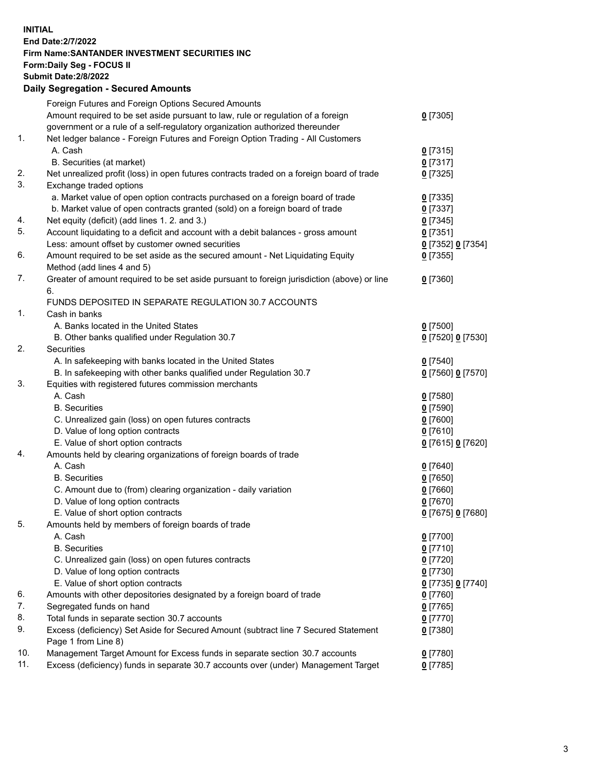**INITIAL**
**End Date:2/7/2022**
**Firm Name:SANTANDER INVESTMENT SECURITIES INC**
**Form:Daily Seg - FOCUS II**
**Submit Date:2/8/2022**

## Daily Segregation - Secured Amounts

| | | |
|---|---|---|
| | Foreign Futures and Foreign Options Secured Amounts | |
| | Amount required to be set aside pursuant to law, rule or regulation of a foreign government or a rule of a self-regulatory organization authorized thereunder | 0 [7305] |
| 1. | Net ledger balance - Foreign Futures and Foreign Option Trading - All Customers | |
| | A. Cash | 0 [7315] |
| | B. Securities (at market) | 0 [7317] |
| 2. | Net unrealized profit (loss) in open futures contracts traded on a foreign board of trade | 0 [7325] |
| 3. | Exchange traded options | |
| | a. Market value of open option contracts purchased on a foreign board of trade | 0 [7335] |
| | b. Market value of open contracts granted (sold) on a foreign board of trade | 0 [7337] |
| 4. | Net equity (deficit) (add lines 1. 2. and 3.) | 0 [7345] |
| 5. | Account liquidating to a deficit and account with a debit balances - gross amount | 0 [7351] |
| | Less: amount offset by customer owned securities | 0 [7352] 0 [7354] |
| 6. | Amount required to be set aside as the secured amount - Net Liquidating Equity Method (add lines 4 and 5) | 0 [7355] |
| 7. | Greater of amount required to be set aside pursuant to foreign jurisdiction (above) or line 6. | 0 [7360] |
| | FUNDS DEPOSITED IN SEPARATE REGULATION 30.7 ACCOUNTS | |
| 1. | Cash in banks | |
| | A. Banks located in the United States | 0 [7500] |
| | B. Other banks qualified under Regulation 30.7 | 0 [7520] 0 [7530] |
| 2. | Securities | |
| | A. In safekeeping with banks located in the United States | 0 [7540] |
| | B. In safekeeping with other banks qualified under Regulation 30.7 | 0 [7560] 0 [7570] |
| 3. | Equities with registered futures commission merchants | |
| | A. Cash | 0 [7580] |
| | B. Securities | 0 [7590] |
| | C. Unrealized gain (loss) on open futures contracts | 0 [7600] |
| | D. Value of long option contracts | 0 [7610] |
| | E. Value of short option contracts | 0 [7615] 0 [7620] |
| 4. | Amounts held by clearing organizations of foreign boards of trade | |
| | A. Cash | 0 [7640] |
| | B. Securities | 0 [7650] |
| | C. Amount due to (from) clearing organization - daily variation | 0 [7660] |
| | D. Value of long option contracts | 0 [7670] |
| | E. Value of short option contracts | 0 [7675] 0 [7680] |
| 5. | Amounts held by members of foreign boards of trade | |
| | A. Cash | 0 [7700] |
| | B. Securities | 0 [7710] |
| | C. Unrealized gain (loss) on open futures contracts | 0 [7720] |
| | D. Value of long option contracts | 0 [7730] |
| | E. Value of short option contracts | 0 [7735] 0 [7740] |
| 6. | Amounts with other depositories designated by a foreign board of trade | 0 [7760] |
| 7. | Segregated funds on hand | 0 [7765] |
| 8. | Total funds in separate section 30.7 accounts | 0 [7770] |
| 9. | Excess (deficiency) Set Aside for Secured Amount (subtract line 7 Secured Statement Page 1 from Line 8) | 0 [7380] |
| 10. | Management Target Amount for Excess funds in separate section 30.7 accounts | 0 [7780] |
| 11. | Excess (deficiency) funds in separate 30.7 accounts over (under) Management Target | 0 [7785] |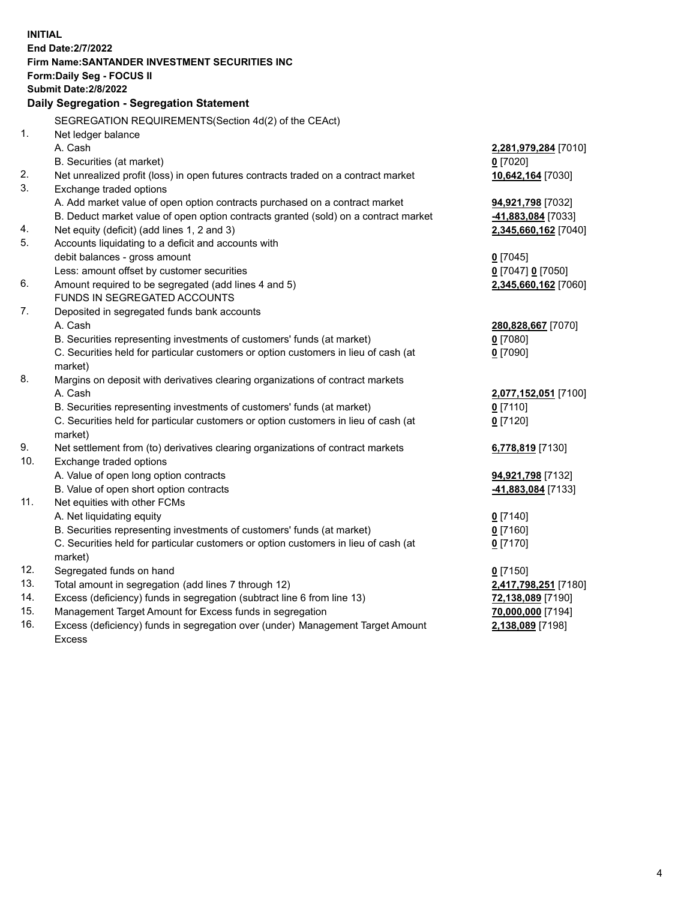**INITIAL**
**End Date:2/7/2022**
**Firm Name:SANTANDER INVESTMENT SECURITIES INC**
**Form:Daily Seg - FOCUS II**
**Submit Date:2/8/2022**

## Daily Segregation - Segregation Statement

SEGREGATION REQUIREMENTS(Section 4d(2) of the CEAct)

| | | |
|---|---|---|
| 1. | Net ledger balance | |
| | A. Cash | **2,281,979,284** [7010] |
| | B. Securities (at market) | **0** [7020] |
| 2. | Net unrealized profit (loss) in open futures contracts traded on a contract market | **10,642,164** [7030] |
| 3. | Exchange traded options | |
| | A. Add market value of open option contracts purchased on a contract market | **94,921,798** [7032] |
| | B. Deduct market value of open option contracts granted (sold) on a contract market | **-41,883,084** [7033] |
| 4. | Net equity (deficit) (add lines 1, 2 and 3) | **2,345,660,162** [7040] |
| 5. | Accounts liquidating to a deficit and accounts with debit balances - gross amount | **0** [7045] |
| | Less: amount offset by customer securities | **0** [7047] **0** [7050] |
| 6. | Amount required to be segregated (add lines 4 and 5) | **2,345,660,162** [7060] |
| | FUNDS IN SEGREGATED ACCOUNTS | |
| 7. | Deposited in segregated funds bank accounts | |
| | A. Cash | **280,828,667** [7070] |
| | B. Securities representing investments of customers' funds (at market) | **0** [7080] |
| | C. Securities held for particular customers or option customers in lieu of cash (at market) | **0** [7090] |
| 8. | Margins on deposit with derivatives clearing organizations of contract markets | |
| | A. Cash | **2,077,152,051** [7100] |
| | B. Securities representing investments of customers' funds (at market) | **0** [7110] |
| | C. Securities held for particular customers or option customers in lieu of cash (at market) | **0** [7120] |
| 9. | Net settlement from (to) derivatives clearing organizations of contract markets | **6,778,819** [7130] |
| 10. | Exchange traded options | |
| | A. Value of open long option contracts | **94,921,798** [7132] |
| | B. Value of open short option contracts | **-41,883,084** [7133] |
| 11. | Net equities with other FCMs | |
| | A. Net liquidating equity | **0** [7140] |
| | B. Securities representing investments of customers' funds (at market) | **0** [7160] |
| | C. Securities held for particular customers or option customers in lieu of cash (at market) | **0** [7170] |
| 12. | Segregated funds on hand | **0** [7150] |
| 13. | Total amount in segregation (add lines 7 through 12) | **2,417,798,251** [7180] |
| 14. | Excess (deficiency) funds in segregation (subtract line 6 from line 13) | **72,138,089** [7190] |
| 15. | Management Target Amount for Excess funds in segregation | **70,000,000** [7194] |
| 16. | Excess (deficiency) funds in segregation over (under) Management Target Amount Excess | **2,138,089** [7198] |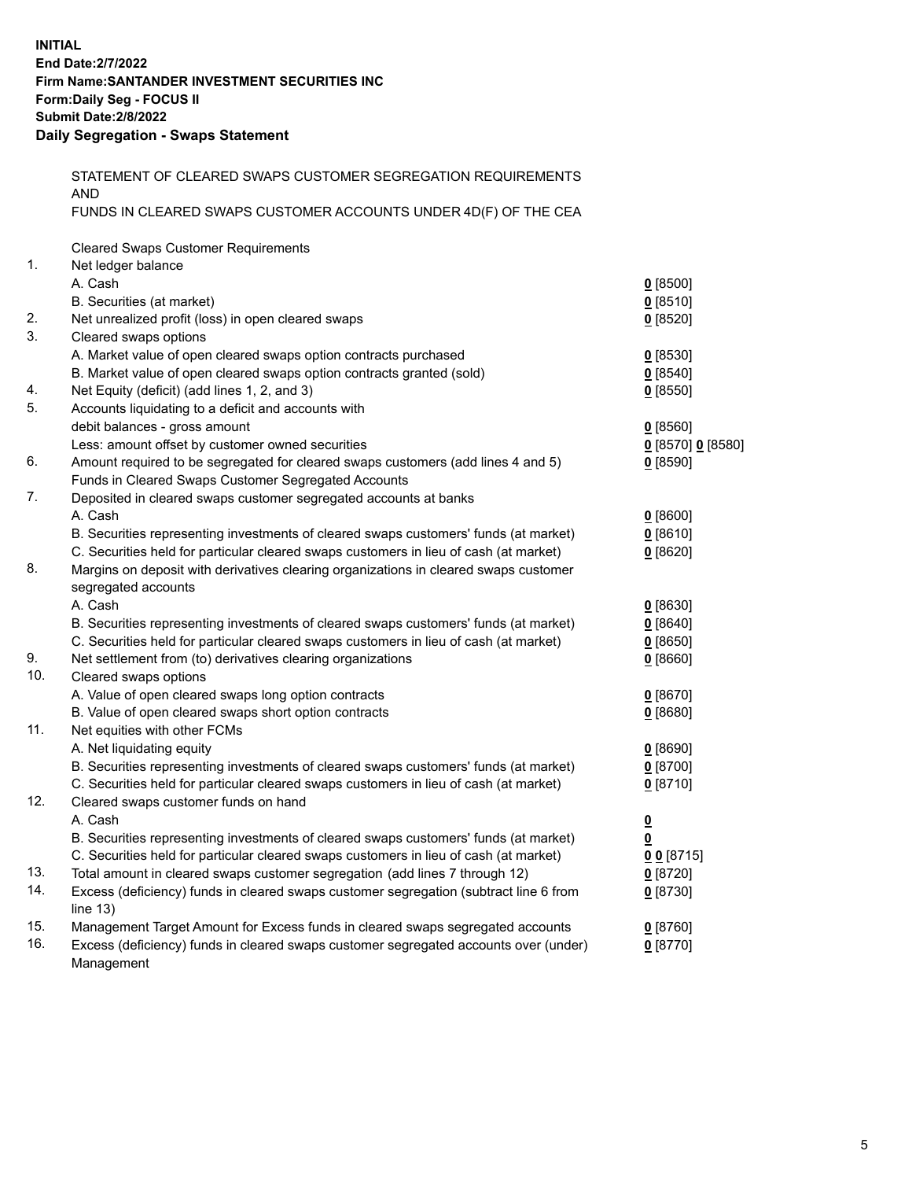**INITIAL**
**End Date:2/7/2022**
**Firm Name:SANTANDER INVESTMENT SECURITIES INC**
**Form:Daily Seg - FOCUS II**
**Submit Date:2/8/2022**
**Daily Segregation - Swaps Statement**

STATEMENT OF CLEARED SWAPS CUSTOMER SEGREGATION REQUIREMENTS AND FUNDS IN CLEARED SWAPS CUSTOMER ACCOUNTS UNDER 4D(F) OF THE CEA

| | | |
|---|---|---|
| | Cleared Swaps Customer Requirements | |
| 1. | Net ledger balance | |
| | A. Cash | 0 [8500] |
| | B. Securities (at market) | 0 [8510] |
| 2. | Net unrealized profit (loss) in open cleared swaps | 0 [8520] |
| 3. | Cleared swaps options | |
| | A. Market value of open cleared swaps option contracts purchased | 0 [8530] |
| | B. Market value of open cleared swaps option contracts granted (sold) | 0 [8540] |
| 4. | Net Equity (deficit) (add lines 1, 2, and 3) | 0 [8550] |
| 5. | Accounts liquidating to a deficit and accounts with | |
| | debit balances - gross amount | 0 [8560] |
| | Less: amount offset by customer owned securities | 0 [8570] 0 [8580] |
| 6. | Amount required to be segregated for cleared swaps customers (add lines 4 and 5) | 0 [8590] |
| | Funds in Cleared Swaps Customer Segregated Accounts | |
| 7. | Deposited in cleared swaps customer segregated accounts at banks | |
| | A. Cash | 0 [8600] |
| | B. Securities representing investments of cleared swaps customers' funds (at market) | 0 [8610] |
| | C. Securities held for particular cleared swaps customers in lieu of cash (at market) | 0 [8620] |
| 8. | Margins on deposit with derivatives clearing organizations in cleared swaps customer segregated accounts | |
| | A. Cash | 0 [8630] |
| | B. Securities representing investments of cleared swaps customers' funds (at market) | 0 [8640] |
| | C. Securities held for particular cleared swaps customers in lieu of cash (at market) | 0 [8650] |
| 9. | Net settlement from (to) derivatives clearing organizations | 0 [8660] |
| 10. | Cleared swaps options | |
| | A. Value of open cleared swaps long option contracts | 0 [8670] |
| | B. Value of open cleared swaps short option contracts | 0 [8680] |
| 11. | Net equities with other FCMs | |
| | A. Net liquidating equity | 0 [8690] |
| | B. Securities representing investments of cleared swaps customers' funds (at market) | 0 [8700] |
| | C. Securities held for particular cleared swaps customers in lieu of cash (at market) | 0 [8710] |
| 12. | Cleared swaps customer funds on hand | |
| | A. Cash | 0 |
| | B. Securities representing investments of cleared swaps customers' funds (at market) | 0 |
| | C. Securities held for particular cleared swaps customers in lieu of cash (at market) | 0 0 [8715] |
| 13. | Total amount in cleared swaps customer segregation (add lines 7 through 12) | 0 [8720] |
| 14. | Excess (deficiency) funds in cleared swaps customer segregation (subtract line 6 from line 13) | 0 [8730] |
| 15. | Management Target Amount for Excess funds in cleared swaps segregated accounts | 0 [8760] |
| 16. | Excess (deficiency) funds in cleared swaps customer segregated accounts over (under) Management | 0 [8770] |